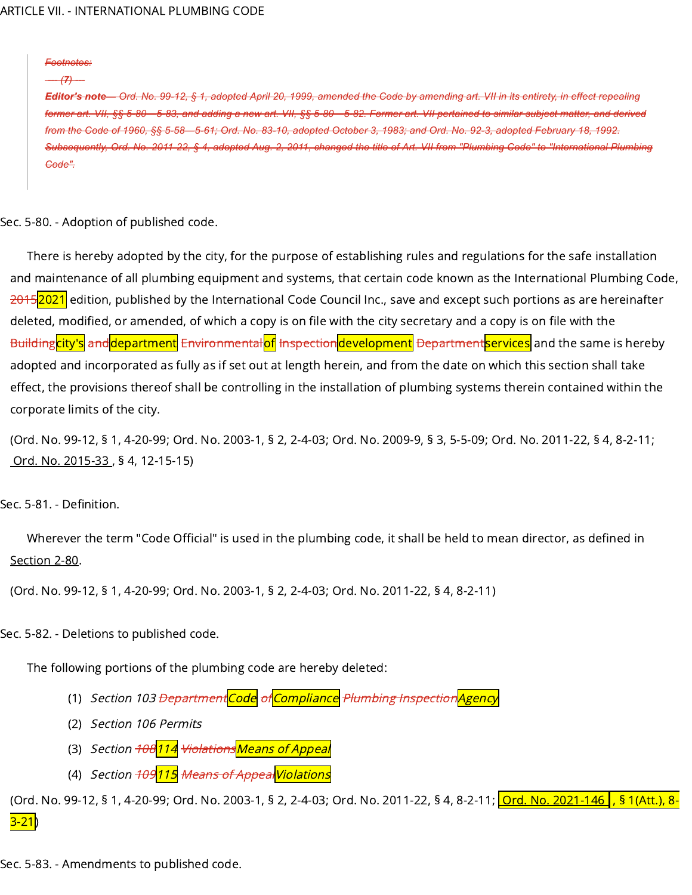ARTICLE VII. - INTERNATIONAL PLUMBING CODE

> ~~Footnotes:~~
>
> ~~--- (7) ---~~
>
> ~~**Editor's note**— Ord. No. 99-12, § 1, adopted April 20, 1999, amended the Code by amending art. VII in its entirety, in effect repealing former art. VII, §§ 5-80—5-83, and adding a new art. VII, §§ 5-80—5-82. Former art. VII pertained to similar subject matter, and derived from the Code of 1960, §§ 5-58—5-61; Ord. No. 83-10, adopted October 3, 1983; and Ord. No. 92-3, adopted February 18, 1992. Subsequently, Ord. No. 2011-22, § 4, adopted Aug. 2, 2011, changed the title of Art. VII from "Plumbing Code" to "International Plumbing Code".~~

Sec. 5-80. - Adoption of published code.

There is hereby adopted by the city, for the purpose of establishing rules and regulations for the safe installation and maintenance of all plumbing equipment and systems, that certain code known as the International Plumbing Code, ~~2015~~2021 edition, published by the International Code Council Inc., save and except such portions as are hereinafter deleted, modified, or amended, of which a copy is on file with the city secretary and a copy is on file with the ~~Building~~city's ~~and~~department ~~Environmental~~of ~~Inspection~~development ~~Department~~services and the same is hereby adopted and incorporated as fully as if set out at length herein, and from the date on which this section shall take effect, the provisions thereof shall be controlling in the installation of plumbing systems therein contained within the corporate limits of the city.

(Ord. No. 99-12, § 1, 4-20-99; Ord. No. 2003-1, § 2, 2-4-03; Ord. No. 2009-9, § 3, 5-5-09; Ord. No. 2011-22, § 4, 8-2-11; Ord. No. 2015-33 , § 4, 12-15-15)

Sec. 5-81. - Definition.

Wherever the term "Code Official" is used in the plumbing code, it shall be held to mean director, as defined in Section 2-80.

(Ord. No. 99-12, § 1, 4-20-99; Ord. No. 2003-1, § 2, 2-4-03; Ord. No. 2011-22, § 4, 8-2-11)

Sec. 5-82. - Deletions to published code.

The following portions of the plumbing code are hereby deleted:

(1) *Section 103 ~~Department~~Code ~~of~~Compliance ~~Plumbing Inspection~~Agency*

(2) *Section 106 Permits*

(3) *Section ~~108~~114 ~~Violations~~Means of Appeal*

(4) *Section ~~109~~115 ~~Means of Appeal~~Violations*

(Ord. No. 99-12, § 1, 4-20-99; Ord. No. 2003-1, § 2, 2-4-03; Ord. No. 2011-22, § 4, 8-2-11; Ord. No. 2021-146 , § 1(Att.), 8-3-21)

Sec. 5-83. - Amendments to published code.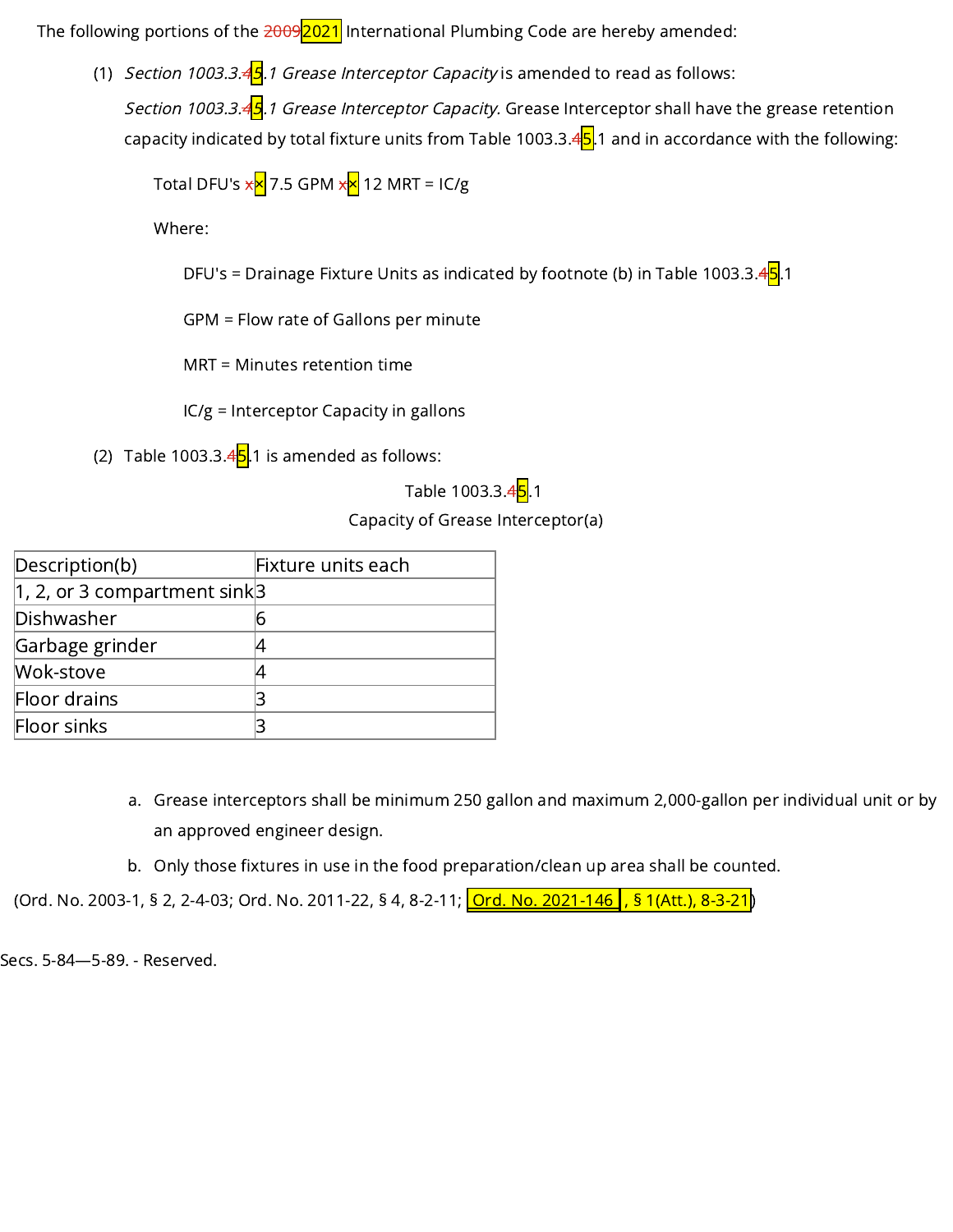The following portions of the ~~2009~~2021 International Plumbing Code are hereby amended:

(1) *Section 1003.3.~~4~~5.1 Grease Interceptor Capacity* is amended to read as follows:

*Section 1003.3.~~4~~5.1 Grease Interceptor Capacity.* Grease Interceptor shall have the grease retention capacity indicated by total fixture units from Table 1003.3.~~4~~5.1 and in accordance with the following:

Total DFU's ~~x~~× 7.5 GPM ~~x~~× 12 MRT = IC/g

Where:

DFU's = Drainage Fixture Units as indicated by footnote (b) in Table 1003.3.~~4~~5.1

GPM = Flow rate of Gallons per minute

MRT = Minutes retention time

IC/g = Interceptor Capacity in gallons

(2) Table 1003.3.~~4~~5.1 is amended as follows:

Table 1003.3.~~4~~5.1

Capacity of Grease Interceptor(a)

| Description(b) | Fixture units each |
|---|---|
| 1, 2, or 3 compartment sink | 3 |
| Dishwasher | 6 |
| Garbage grinder | 4 |
| Wok-stove | 4 |
| Floor drains | 3 |
| Floor sinks | 3 |

a. Grease interceptors shall be minimum 250 gallon and maximum 2,000-gallon per individual unit or by an approved engineer design.

b. Only those fixtures in use in the food preparation/clean up area shall be counted.

(Ord. No. 2003-1, § 2, 2-4-03; Ord. No. 2011-22, § 4, 8-2-11; Ord. No. 2021-146, § 1(Att.), 8-3-21)

Secs. 5-84—5-89. - Reserved.